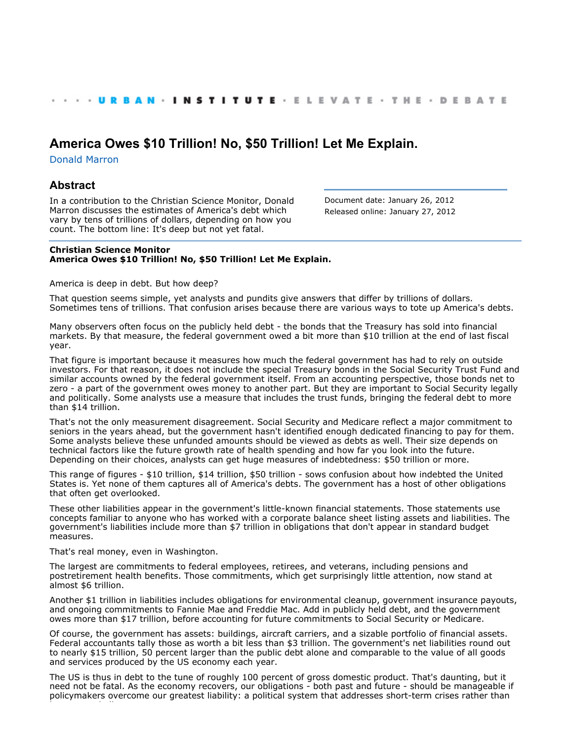· · · · URBAN · INSTITUTE · ELEVATE · THE · DEBATE

# America Owes $10 Trillion! No, $50 Trillion! Let Me Explain.

Donald Marron

## Abstract

In a contribution to the Christian Science Monitor, Donald Marron discusses the estimates of America's debt which vary by tens of trillions of dollars, depending on how you count. The bottom line: It's deep but not yet fatal.

Document date: January 26, 2012
Released online: January 27, 2012

**Christian Science Monitor**
**America Owes $10 Trillion! No, $50 Trillion! Let Me Explain.**

America is deep in debt. But how deep?

That question seems simple, yet analysts and pundits give answers that differ by trillions of dollars. Sometimes tens of trillions. That confusion arises because there are various ways to tote up America's debts.

Many observers often focus on the publicly held debt - the bonds that the Treasury has sold into financial markets. By that measure, the federal government owed a bit more than $10 trillion at the end of last fiscal year.

That figure is important because it measures how much the federal government has had to rely on outside investors. For that reason, it does not include the special Treasury bonds in the Social Security Trust Fund and similar accounts owned by the federal government itself. From an accounting perspective, those bonds net to zero - a part of the government owes money to another part. But they are important to Social Security legally and politically. Some analysts use a measure that includes the trust funds, bringing the federal debt to more than $14 trillion.

That's not the only measurement disagreement. Social Security and Medicare reflect a major commitment to seniors in the years ahead, but the government hasn't identified enough dedicated financing to pay for them. Some analysts believe these unfunded amounts should be viewed as debts as well. Their size depends on technical factors like the future growth rate of health spending and how far you look into the future. Depending on their choices, analysts can get huge measures of indebtedness: $50 trillion or more.

This range of figures - $10 trillion, $14 trillion, $50 trillion - sows confusion about how indebted the United States is. Yet none of them captures all of America's debts. The government has a host of other obligations that often get overlooked.

These other liabilities appear in the government's little-known financial statements. Those statements use concepts familiar to anyone who has worked with a corporate balance sheet listing assets and liabilities. The government's liabilities include more than $7 trillion in obligations that don't appear in standard budget measures.

That's real money, even in Washington.

The largest are commitments to federal employees, retirees, and veterans, including pensions and postretirement health benefits. Those commitments, which get surprisingly little attention, now stand at almost $6 trillion.

Another $1 trillion in liabilities includes obligations for environmental cleanup, government insurance payouts, and ongoing commitments to Fannie Mae and Freddie Mac. Add in publicly held debt, and the government owes more than $17 trillion, before accounting for future commitments to Social Security or Medicare.

Of course, the government has assets: buildings, aircraft carriers, and a sizable portfolio of financial assets. Federal accountants tally those as worth a bit less than $3 trillion. The government's net liabilities round out to nearly $15 trillion, 50 percent larger than the public debt alone and comparable to the value of all goods and services produced by the US economy each year.

The US is thus in debt to the tune of roughly 100 percent of gross domestic product. That's daunting, but it need not be fatal. As the economy recovers, our obligations - both past and future - should be manageable if policymakers overcome our greatest liability: a political system that addresses short-term crises rather than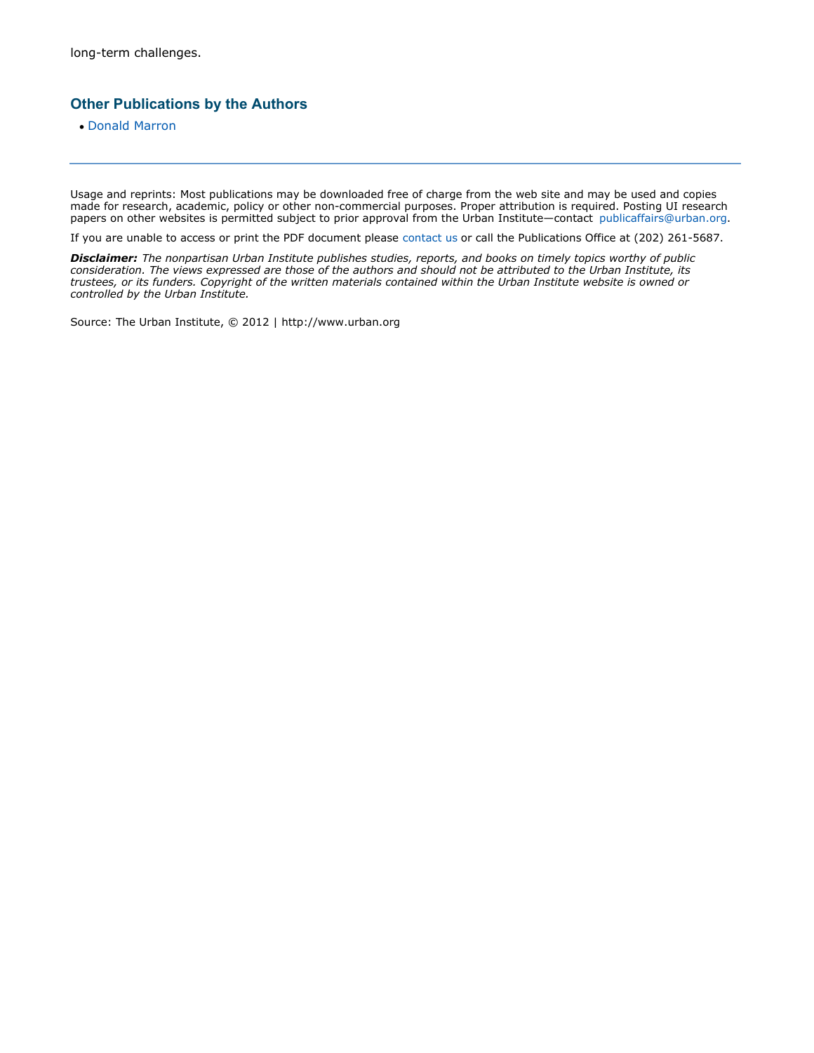long-term challenges.

## Other Publications by the Authors

- Donald Marron

---

Usage and reprints: Most publications may be downloaded free of charge from the web site and may be used and copies made for research, academic, policy or other non-commercial purposes. Proper attribution is required. Posting UI research papers on other websites is permitted subject to prior approval from the Urban Institute—contact publicaffairs@urban.org.

If you are unable to access or print the PDF document please contact us or call the Publications Office at (202) 261-5687.

***Disclaimer:*** *The nonpartisan Urban Institute publishes studies, reports, and books on timely topics worthy of public consideration. The views expressed are those of the authors and should not be attributed to the Urban Institute, its trustees, or its funders. Copyright of the written materials contained within the Urban Institute website is owned or controlled by the Urban Institute.*

Source: The Urban Institute, © 2012 | http://www.urban.org